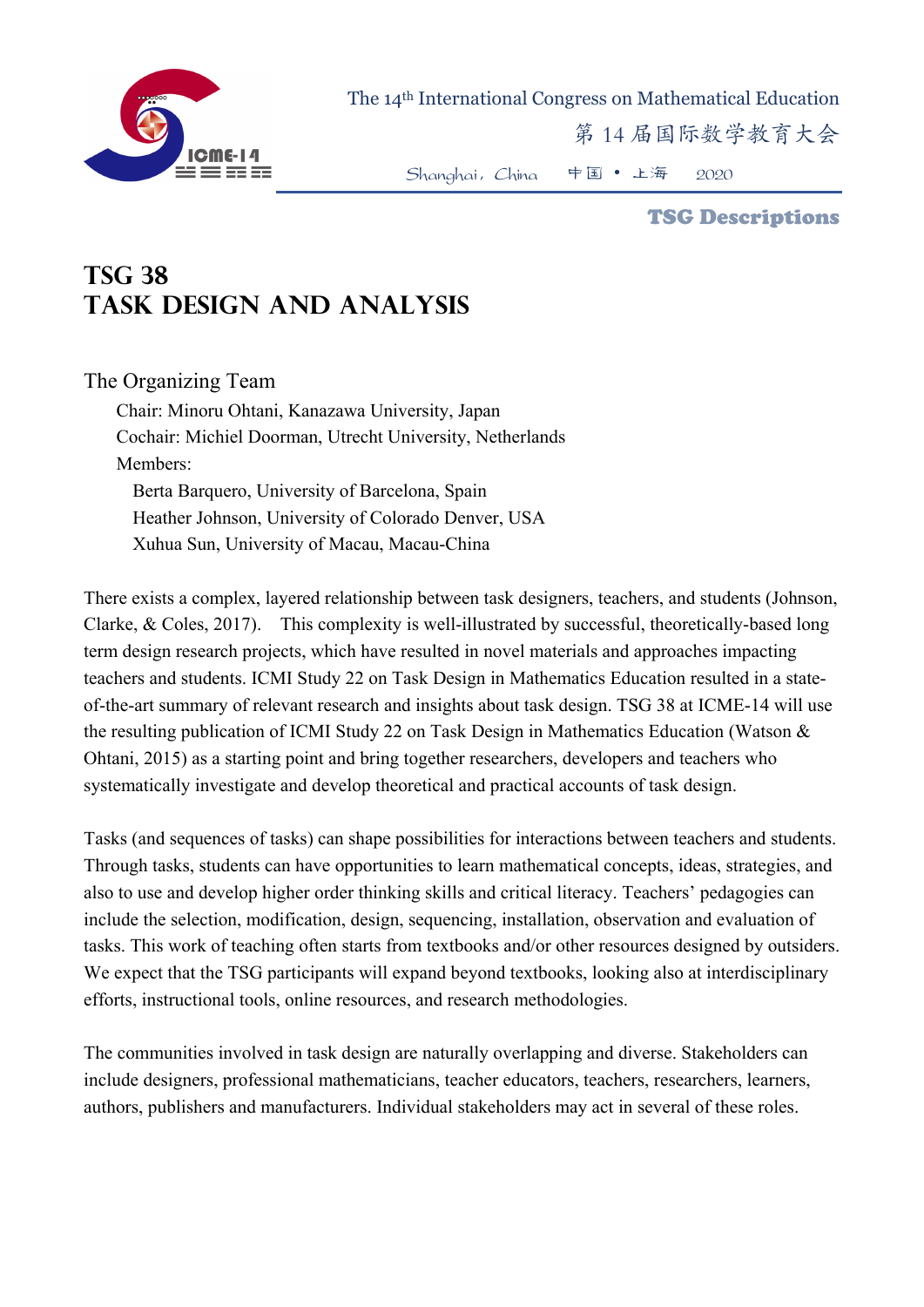# TSG 38
# Task Design and Analysis

The Organizing Team

Chair: Minoru Ohtani, Kanazawa University, Japan
Cochair: Michiel Doorman, Utrecht University, Netherlands
Members:
- Berta Barquero, University of Barcelona, Spain
- Heather Johnson, University of Colorado Denver, USA
- Xuhua Sun, University of Macau, Macau-China

There exists a complex, layered relationship between task designers, teachers, and students (Johnson, Clarke, & Coles, 2017). This complexity is well-illustrated by successful, theoretically-based long term design research projects, which have resulted in novel materials and approaches impacting teachers and students. ICMI Study 22 on Task Design in Mathematics Education resulted in a state-of-the-art summary of relevant research and insights about task design. TSG 38 at ICME-14 will use the resulting publication of ICMI Study 22 on Task Design in Mathematics Education (Watson & Ohtani, 2015) as a starting point and bring together researchers, developers and teachers who systematically investigate and develop theoretical and practical accounts of task design.

Tasks (and sequences of tasks) can shape possibilities for interactions between teachers and students. Through tasks, students can have opportunities to learn mathematical concepts, ideas, strategies, and also to use and develop higher order thinking skills and critical literacy. Teachers' pedagogies can include the selection, modification, design, sequencing, installation, observation and evaluation of tasks. This work of teaching often starts from textbooks and/or other resources designed by outsiders. We expect that the TSG participants will expand beyond textbooks, looking also at interdisciplinary efforts, instructional tools, online resources, and research methodologies.

The communities involved in task design are naturally overlapping and diverse. Stakeholders can include designers, professional mathematicians, teacher educators, teachers, researchers, learners, authors, publishers and manufacturers. Individual stakeholders may act in several of these roles.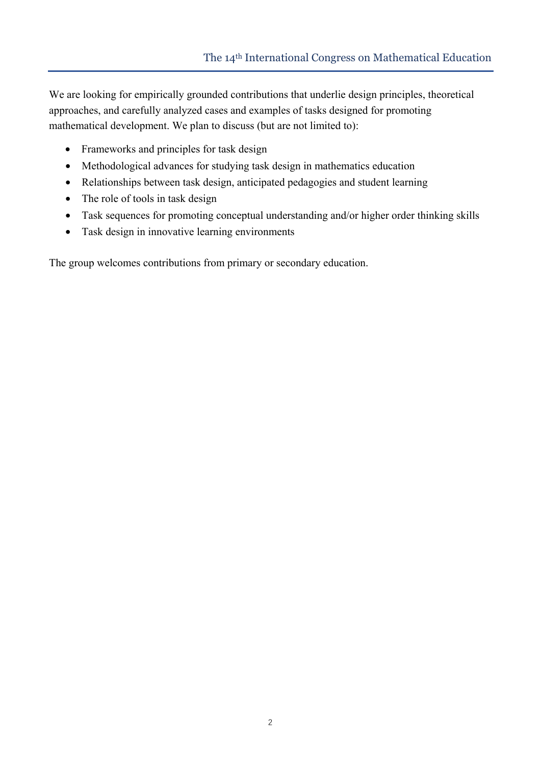We are looking for empirically grounded contributions that underlie design principles, theoretical approaches, and carefully analyzed cases and examples of tasks designed for promoting mathematical development. We plan to discuss (but are not limited to):

- Frameworks and principles for task design
- Methodological advances for studying task design in mathematics education
- Relationships between task design, anticipated pedagogies and student learning
- The role of tools in task design
- Task sequences for promoting conceptual understanding and/or higher order thinking skills
- Task design in innovative learning environments

The group welcomes contributions from primary or secondary education.